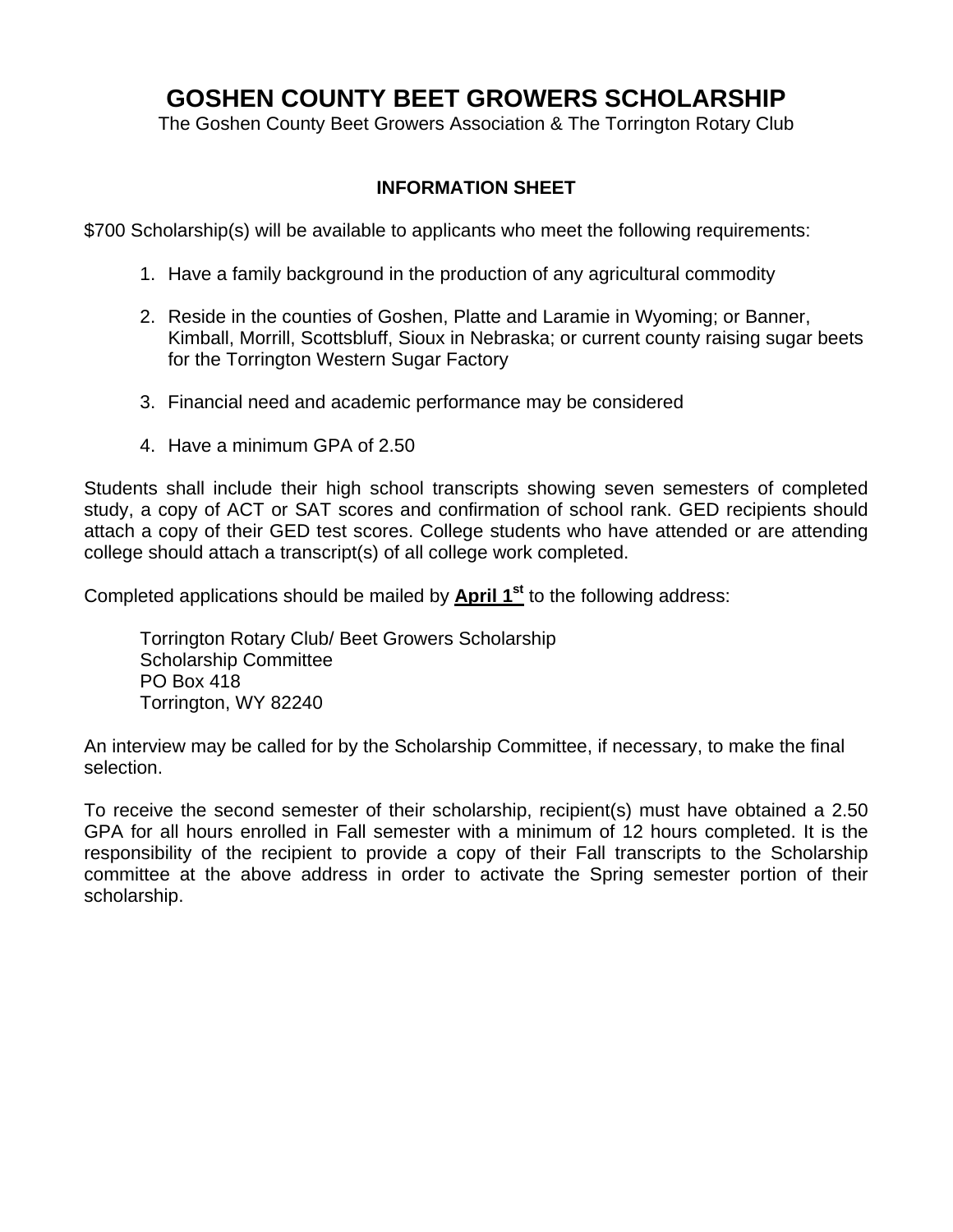# GOSHEN COUNTY BEET GROWERS SCHOLARSHIP

The Goshen County Beet Growers Association & The Torrington Rotary Club

### INFORMATION SHEET

$700 Scholarship(s) will be available to applicants who meet the following requirements:

1. Have a family background in the production of any agricultural commodity
2. Reside in the counties of Goshen, Platte and Laramie in Wyoming; or Banner, Kimball, Morrill, Scottsbluff, Sioux in Nebraska; or current county raising sugar beets for the Torrington Western Sugar Factory
3. Financial need and academic performance may be considered
4. Have a minimum GPA of 2.50

Students shall include their high school transcripts showing seven semesters of completed study, a copy of ACT or SAT scores and confirmation of school rank. GED recipients should attach a copy of their GED test scores. College students who have attended or are attending college should attach a transcript(s) of all college work completed.

Completed applications should be mailed by **April 1st** to the following address:

Torrington Rotary Club/ Beet Growers Scholarship
Scholarship Committee
PO Box 418
Torrington, WY 82240

An interview may be called for by the Scholarship Committee, if necessary, to make the final selection.

To receive the second semester of their scholarship, recipient(s) must have obtained a 2.50 GPA for all hours enrolled in Fall semester with a minimum of 12 hours completed. It is the responsibility of the recipient to provide a copy of their Fall transcripts to the Scholarship committee at the above address in order to activate the Spring semester portion of their scholarship.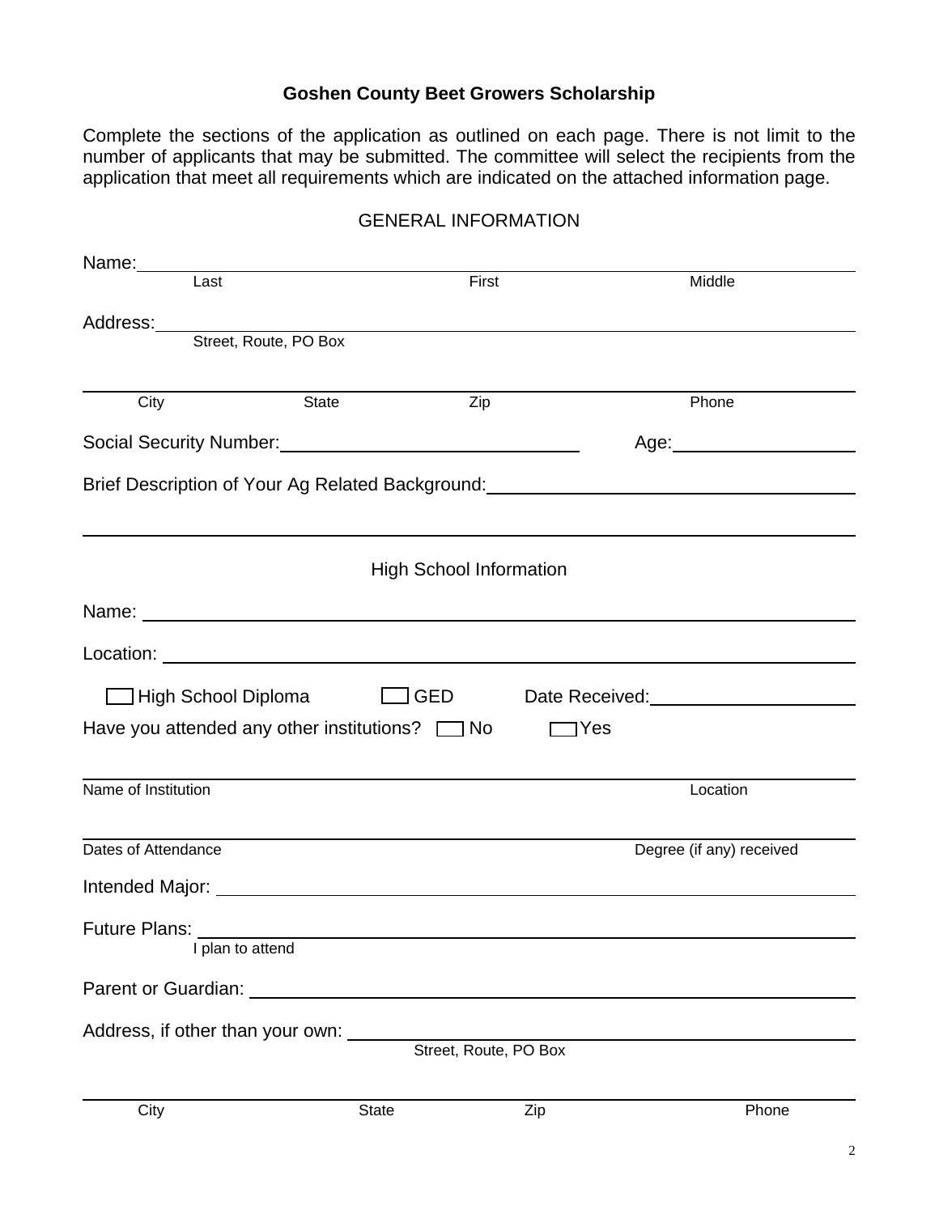## Goshen County Beet Growers Scholarship

Complete the sections of the application as outlined on each page. There is not limit to the number of applicants that may be submitted. The committee will select the recipients from the application that meet all requirements which are indicated on the attached information page.

### GENERAL INFORMATION

Name: ______________________________________________
Last First Middle

Address: ______________________________________________
Street, Route, PO Box

______________________________________________
City State Zip Phone

Social Security Number: ______________________ Age: ____________

Brief Description of Your Ag Related Background: ______________________

______________________________________________

### High School Information

Name: ______________________________________________

Location: ______________________________________________

☐ High School Diploma ☐ GED Date Received: ____________

Have you attended any other institutions? ☐ No ☐ Yes

______________________________________________
Name of Institution Location

______________________________________________
Dates of Attendance Degree (if any) received

Intended Major: ______________________________________________

Future Plans: ______________________________________________
I plan to attend

Parent or Guardian: ______________________________________________

Address, if other than your own: ______________________________
Street, Route, PO Box

______________________________________________
City State Zip Phone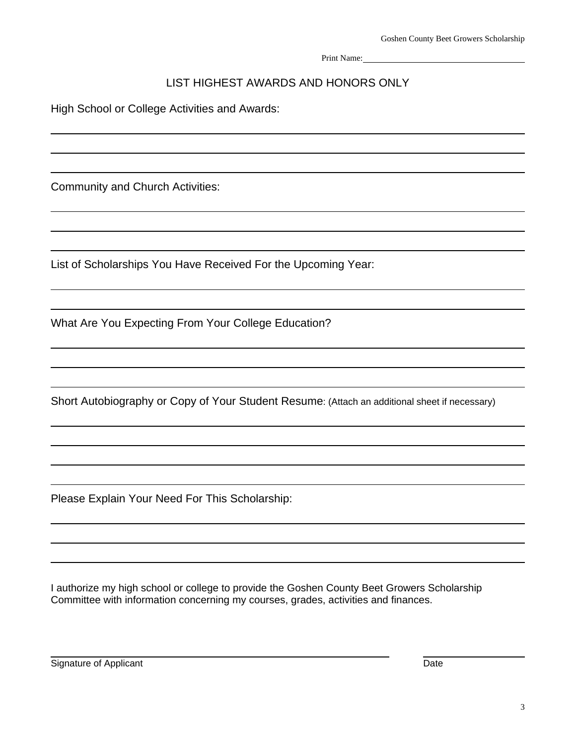Print Name: ____________________________

## LIST HIGHEST AWARDS AND HONORS ONLY

High School or College Activities and Awards:

______________________________________________________________________

______________________________________________________________________

______________________________________________________________________

Community and Church Activities:

______________________________________________________________________

______________________________________________________________________

______________________________________________________________________

List of Scholarships You Have Received For the Upcoming Year:

______________________________________________________________________

______________________________________________________________________

What Are You Expecting From Your College Education?

______________________________________________________________________

______________________________________________________________________

______________________________________________________________________

Short Autobiography or Copy of Your Student Resume: (Attach an additional sheet if necessary)

______________________________________________________________________

______________________________________________________________________

______________________________________________________________________

______________________________________________________________________

Please Explain Your Need For This Scholarship:

______________________________________________________________________

______________________________________________________________________

______________________________________________________________________

I authorize my high school or college to provide the Goshen County Beet Growers Scholarship Committee with information concerning my courses, grades, activities and finances.

______________________________________________ ____________________

Signature of Applicant Date